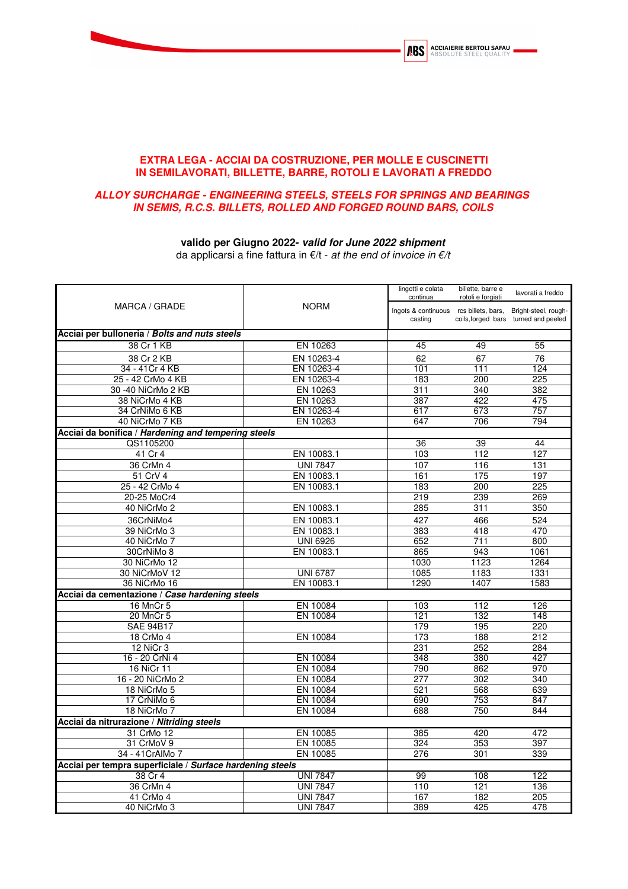# EXTRA LEGA - ACCIAI DA COSTRUZIONE, PER MOLLE E CUSCINETTI IN SEMILAVORATI, BILLETTE, BARRE, ROTOLI E LAVORATI A FREDDO

## *ALLOY SURCHARGE - ENGINEERING STEELS, STEELS FOR SPRINGS AND BEARINGS IN SEMIS, R.C.S. BILLETS, ROLLED AND FORGED ROUND BARS, COILS*

**valido per Giugno 2022-** ***valid for June 2022 shipment***

da applicarsi a fine fattura in €/t - *at the end of invoice in €/t*

| MARCA / GRADE | NORM | lingotti e colata continua<br>Ingots & continuous casting | billette, barre e rotoli e forgiati<br>rcs billets, bars, coils,forged bars | lavorati a freddo<br>Bright-steel, rough-turned and peeled |
|---|---|---|---|---|
| **Acciai per bulloneria / *Bolts and nuts steels*** | | | | |
| 38 Cr 1 KB | EN 10263 | 45 | 49 | 55 |
| 38 Cr 2 KB | EN 10263-4 | 62 | 67 | 76 |
| 34 - 41Cr 4 KB | EN 10263-4 | 101 | 111 | 124 |
| 25 - 42 CrMo 4 KB | EN 10263-4 | 183 | 200 | 225 |
| 30 -40 NiCrMo 2 KB | EN 10263 | 311 | 340 | 382 |
| 38 NiCrMo 4 KB | EN 10263 | 387 | 422 | 475 |
| 34 CrNiMo 6 KB | EN 10263-4 | 617 | 673 | 757 |
| 40 NiCrMo 7 KB | EN 10263 | 647 | 706 | 794 |
| **Acciai da bonifica / *Hardening and tempering steels*** | | | | |
| QS1105200 | | 36 | 39 | 44 |
| 41 Cr 4 | EN 10083.1 | 103 | 112 | 127 |
| 36 CrMn 4 | UNI 7847 | 107 | 116 | 131 |
| 51 CrV 4 | EN 10083.1 | 161 | 175 | 197 |
| 25 - 42 CrMo 4 | EN 10083.1 | 183 | 200 | 225 |
| 20-25 MoCr4 | | 219 | 239 | 269 |
| 40 NiCrMo 2 | EN 10083.1 | 285 | 311 | 350 |
| 36CrNiMo4 | EN 10083.1 | 427 | 466 | 524 |
| 39 NiCrMo 3 | EN 10083.1 | 383 | 418 | 470 |
| 40 NiCrMo 7 | UNI 6926 | 652 | 711 | 800 |
| 30CrNiMo 8 | EN 10083.1 | 865 | 943 | 1061 |
| 30 NiCrMo 12 | | 1030 | 1123 | 1264 |
| 30 NiCrMoV 12 | UNI 6787 | 1085 | 1183 | 1331 |
| 36 NiCrMo 16 | EN 10083.1 | 1290 | 1407 | 1583 |
| **Acciai da cementazione / *Case hardening steels*** | | | | |
| 16 MnCr 5 | EN 10084 | 103 | 112 | 126 |
| 20 MnCr 5 | EN 10084 | 121 | 132 | 148 |
| SAE 94B17 | | 179 | 195 | 220 |
| 18 CrMo 4 | EN 10084 | 173 | 188 | 212 |
| 12 NiCr 3 | | 231 | 252 | 284 |
| 16 - 20 CrNi 4 | EN 10084 | 348 | 380 | 427 |
| 16 NiCr 11 | EN 10084 | 790 | 862 | 970 |
| 16 - 20 NiCrMo 2 | EN 10084 | 277 | 302 | 340 |
| 18 NiCrMo 5 | EN 10084 | 521 | 568 | 639 |
| 17 CrNiMo 6 | EN 10084 | 690 | 753 | 847 |
| 18 NiCrMo 7 | EN 10084 | 688 | 750 | 844 |
| **Acciai da nitrurazione / *Nitriding steels*** | | | | |
| 31 CrMo 12 | EN 10085 | 385 | 420 | 472 |
| 31 CrMoV 9 | EN 10085 | 324 | 353 | 397 |
| 34 - 41CrAlMo 7 | EN 10085 | 276 | 301 | 339 |
| **Acciai per tempra superficiale / *Surface hardening steels*** | | | | |
| 38 Cr 4 | UNI 7847 | 99 | 108 | 122 |
| 36 CrMn 4 | UNI 7847 | 110 | 121 | 136 |
| 41 CrMo 4 | UNI 7847 | 167 | 182 | 205 |
| 40 NiCrMo 3 | UNI 7847 | 389 | 425 | 478 |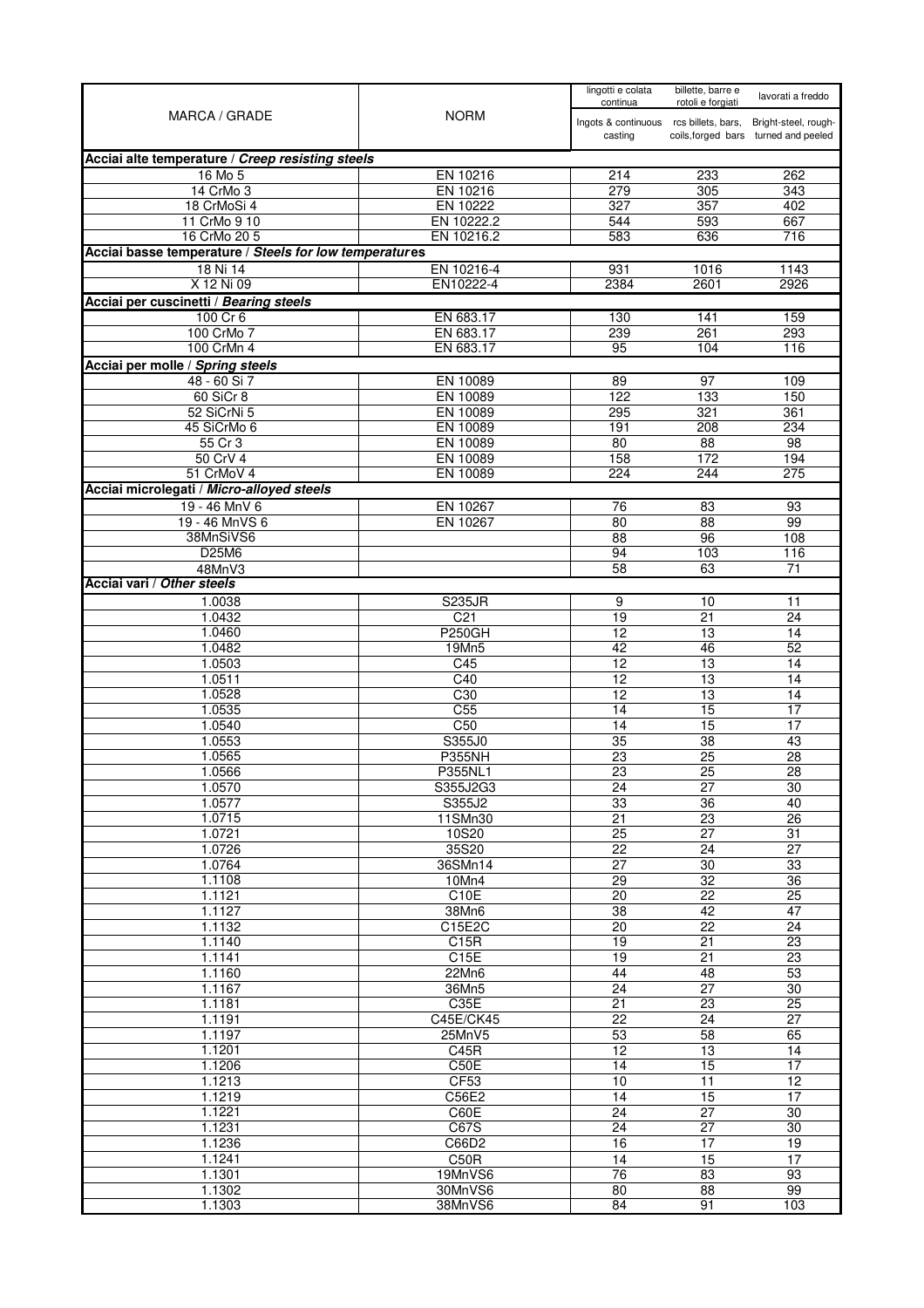| MARCA / GRADE | NORM | lingotti e colata continua<br>Ingots & continuous casting | billette, barre e rotoli e forgiati<br>rcs billets, bars, coils,forged bars | lavorati a freddo<br>Bright-steel, rough-turned and peeled |
|---|---|---|---|---|
| **Acciai alte temperature / *Creep resisting steels*** | | | | |
| 16 Mo 5 | EN 10216 | 214 | 233 | 262 |
| 14 CrMo 3 | EN 10216 | 279 | 305 | 343 |
| 18 CrMoSi 4 | EN 10222 | 327 | 357 | 402 |
| 11 CrMo 9 10 | EN 10222.2 | 544 | 593 | 667 |
| 16 CrMo 20 5 | EN 10216.2 | 583 | 636 | 716 |
| **Acciai basse temperature / *Steels for low temperatures*** | | | | |
| 18 Ni 14 | EN 10216-4 | 931 | 1016 | 1143 |
| X 12 Ni 09 | EN10222-4 | 2384 | 2601 | 2926 |
| **Acciai per cuscinetti / *Bearing steels*** | | | | |
| 100 Cr 6 | EN 683.17 | 130 | 141 | 159 |
| 100 CrMo 7 | EN 683.17 | 239 | 261 | 293 |
| 100 CrMn 4 | EN 683.17 | 95 | 104 | 116 |
| **Acciai per molle / *Spring steels*** | | | | |
| 48 - 60 Si 7 | EN 10089 | 89 | 97 | 109 |
| 60 SiCr 8 | EN 10089 | 122 | 133 | 150 |
| 52 SiCrNi 5 | EN 10089 | 295 | 321 | 361 |
| 45 SiCrMo 6 | EN 10089 | 191 | 208 | 234 |
| 55 Cr 3 | EN 10089 | 80 | 88 | 98 |
| 50 CrV 4 | EN 10089 | 158 | 172 | 194 |
| 51 CrMoV 4 | EN 10089 | 224 | 244 | 275 |
| **Acciai microlegati / *Micro-alloyed steels*** | | | | |
| 19 - 46 MnV 6 | EN 10267 | 76 | 83 | 93 |
| 19 - 46 MnVS 6 | EN 10267 | 80 | 88 | 99 |
| 38MnSiVS6 | | 88 | 96 | 108 |
| D25M6 | | 94 | 103 | 116 |
| 48MnV3 | | 58 | 63 | 71 |
| **Acciai vari / *Other steels*** | | | | |
| 1.0038 | S235JR | 9 | 10 | 11 |
| 1.0432 | C21 | 19 | 21 | 24 |
| 1.0460 | P250GH | 12 | 13 | 14 |
| 1.0482 | 19Mn5 | 42 | 46 | 52 |
| 1.0503 | C45 | 12 | 13 | 14 |
| 1.0511 | C40 | 12 | 13 | 14 |
| 1.0528 | C30 | 12 | 13 | 14 |
| 1.0535 | C55 | 14 | 15 | 17 |
| 1.0540 | C50 | 14 | 15 | 17 |
| 1.0553 | S355J0 | 35 | 38 | 43 |
| 1.0565 | P355NH | 23 | 25 | 28 |
| 1.0566 | P355NL1 | 23 | 25 | 28 |
| 1.0570 | S355J2G3 | 24 | 27 | 30 |
| 1.0577 | S355J2 | 33 | 36 | 40 |
| 1.0715 | 11SMn30 | 21 | 23 | 26 |
| 1.0721 | 10S20 | 25 | 27 | 31 |
| 1.0726 | 35S20 | 22 | 24 | 27 |
| 1.0764 | 36SMn14 | 27 | 30 | 33 |
| 1.1108 | 10Mn4 | 29 | 32 | 36 |
| 1.1121 | C10E | 20 | 22 | 25 |
| 1.1127 | 38Mn6 | 38 | 42 | 47 |
| 1.1132 | C15E2C | 20 | 22 | 24 |
| 1.1140 | C15R | 19 | 21 | 23 |
| 1.1141 | C15E | 19 | 21 | 23 |
| 1.1160 | 22Mn6 | 44 | 48 | 53 |
| 1.1167 | 36Mn5 | 24 | 27 | 30 |
| 1.1181 | C35E | 21 | 23 | 25 |
| 1.1191 | C45E/CK45 | 22 | 24 | 27 |
| 1.1197 | 25MnV5 | 53 | 58 | 65 |
| 1.1201 | C45R | 12 | 13 | 14 |
| 1.1206 | C50E | 14 | 15 | 17 |
| 1.1213 | CF53 | 10 | 11 | 12 |
| 1.1219 | C56E2 | 14 | 15 | 17 |
| 1.1221 | C60E | 24 | 27 | 30 |
| 1.1231 | C67S | 24 | 27 | 30 |
| 1.1236 | C66D2 | 16 | 17 | 19 |
| 1.1241 | C50R | 14 | 15 | 17 |
| 1.1301 | 19MnVS6 | 76 | 83 | 93 |
| 1.1302 | 30MnVS6 | 80 | 88 | 99 |
| 1.1303 | 38MnVS6 | 84 | 91 | 103 |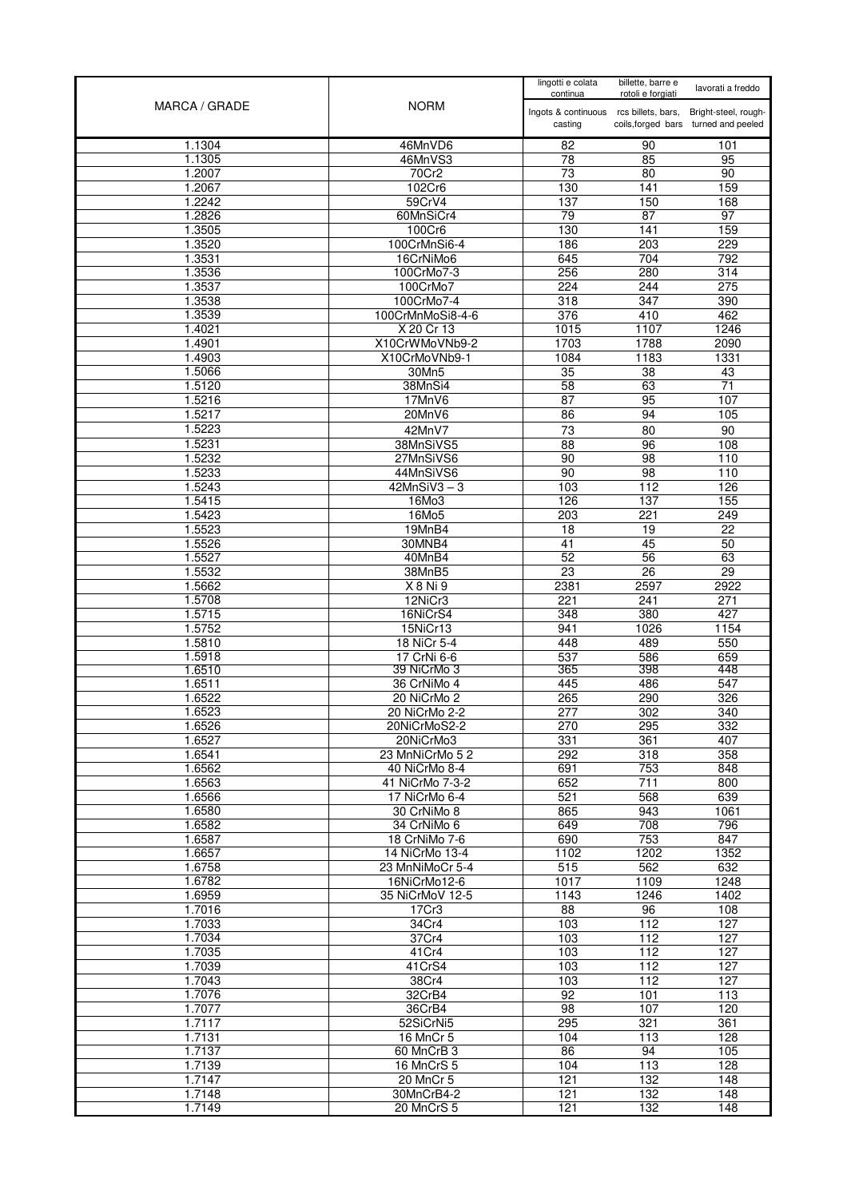| MARCA / GRADE | NORM | lingotti e colata continua<br>Ingots & continuous casting | billette, barre e rotoli e forgiati<br>rcs billets, bars, coils,forged bars | lavorati a freddo<br>Bright-steel, rough-turned and peeled |
|---|---|---|---|---|
| 1.1304 | 46MnVD6 | 82 | 90 | 101 |
| 1.1305 | 46MnVS3 | 78 | 85 | 95 |
| 1.2007 | 70Cr2 | 73 | 80 | 90 |
| 1.2067 | 102Cr6 | 130 | 141 | 159 |
| 1.2242 | 59CrV4 | 137 | 150 | 168 |
| 1.2826 | 60MnSiCr4 | 79 | 87 | 97 |
| 1.3505 | 100Cr6 | 130 | 141 | 159 |
| 1.3520 | 100CrMnSi6-4 | 186 | 203 | 229 |
| 1.3531 | 16CrNiMo6 | 645 | 704 | 792 |
| 1.3536 | 100CrMo7-3 | 256 | 280 | 314 |
| 1.3537 | 100CrMo7 | 224 | 244 | 275 |
| 1.3538 | 100CrMo7-4 | 318 | 347 | 390 |
| 1.3539 | 100CrMnMoSi8-4-6 | 376 | 410 | 462 |
| 1.4021 | X 20 Cr 13 | 1015 | 1107 | 1246 |
| 1.4901 | X10CrWMoVNb9-2 | 1703 | 1788 | 2090 |
| 1.4903 | X10CrMoVNb9-1 | 1084 | 1183 | 1331 |
| 1.5066 | 30Mn5 | 35 | 38 | 43 |
| 1.5120 | 38MnSi4 | 58 | 63 | 71 |
| 1.5216 | 17MnV6 | 87 | 95 | 107 |
| 1.5217 | 20MnV6 | 86 | 94 | 105 |
| 1.5223 | 42MnV7 | 73 | 80 | 90 |
| 1.5231 | 38MnSiVS5 | 88 | 96 | 108 |
| 1.5232 | 27MnSiVS6 | 90 | 98 | 110 |
| 1.5233 | 44MnSiVS6 | 90 | 98 | 110 |
| 1.5243 | 42MnSiV3 – 3 | 103 | 112 | 126 |
| 1.5415 | 16Mo3 | 126 | 137 | 155 |
| 1.5423 | 16Mo5 | 203 | 221 | 249 |
| 1.5523 | 19MnB4 | 18 | 19 | 22 |
| 1.5526 | 30MNB4 | 41 | 45 | 50 |
| 1.5527 | 40MnB4 | 52 | 56 | 63 |
| 1.5532 | 38MnB5 | 23 | 26 | 29 |
| 1.5662 | X 8 Ni 9 | 2381 | 2597 | 2922 |
| 1.5708 | 12NiCr3 | 221 | 241 | 271 |
| 1.5715 | 16NiCrS4 | 348 | 380 | 427 |
| 1.5752 | 15NiCr13 | 941 | 1026 | 1154 |
| 1.5810 | 18 NiCr 5-4 | 448 | 489 | 550 |
| 1.5918 | 17 CrNi 6-6 | 537 | 586 | 659 |
| 1.6510 | 39 NiCrMo 3 | 365 | 398 | 448 |
| 1.6511 | 36 CrNiMo 4 | 445 | 486 | 547 |
| 1.6522 | 20 NiCrMo 2 | 265 | 290 | 326 |
| 1.6523 | 20 NiCrMo 2-2 | 277 | 302 | 340 |
| 1.6526 | 20NiCrMoS2-2 | 270 | 295 | 332 |
| 1.6527 | 20NiCrMo3 | 331 | 361 | 407 |
| 1.6541 | 23 MnNiCrMo 5 2 | 292 | 318 | 358 |
| 1.6562 | 40 NiCrMo 8-4 | 691 | 753 | 848 |
| 1.6563 | 41 NiCrMo 7-3-2 | 652 | 711 | 800 |
| 1.6566 | 17 NiCrMo 6-4 | 521 | 568 | 639 |
| 1.6580 | 30 CrNiMo 8 | 865 | 943 | 1061 |
| 1.6582 | 34 CrNiMo 6 | 649 | 708 | 796 |
| 1.6587 | 18 CrNiMo 7-6 | 690 | 753 | 847 |
| 1.6657 | 14 NiCrMo 13-4 | 1102 | 1202 | 1352 |
| 1.6758 | 23 MnNiMoCr 5-4 | 515 | 562 | 632 |
| 1.6782 | 16NiCrMo12-6 | 1017 | 1109 | 1248 |
| 1.6959 | 35 NiCrMoV 12-5 | 1143 | 1246 | 1402 |
| 1.7016 | 17Cr3 | 88 | 96 | 108 |
| 1.7033 | 34Cr4 | 103 | 112 | 127 |
| 1.7034 | 37Cr4 | 103 | 112 | 127 |
| 1.7035 | 41Cr4 | 103 | 112 | 127 |
| 1.7039 | 41CrS4 | 103 | 112 | 127 |
| 1.7043 | 38Cr4 | 103 | 112 | 127 |
| 1.7076 | 32CrB4 | 92 | 101 | 113 |
| 1.7077 | 36CrB4 | 98 | 107 | 120 |
| 1.7117 | 52SiCrNi5 | 295 | 321 | 361 |
| 1.7131 | 16 MnCr 5 | 104 | 113 | 128 |
| 1.7137 | 60 MnCrB 3 | 86 | 94 | 105 |
| 1.7139 | 16 MnCrS 5 | 104 | 113 | 128 |
| 1.7147 | 20 MnCr 5 | 121 | 132 | 148 |
| 1.7148 | 30MnCrB4-2 | 121 | 132 | 148 |
| 1.7149 | 20 MnCrS 5 | 121 | 132 | 148 |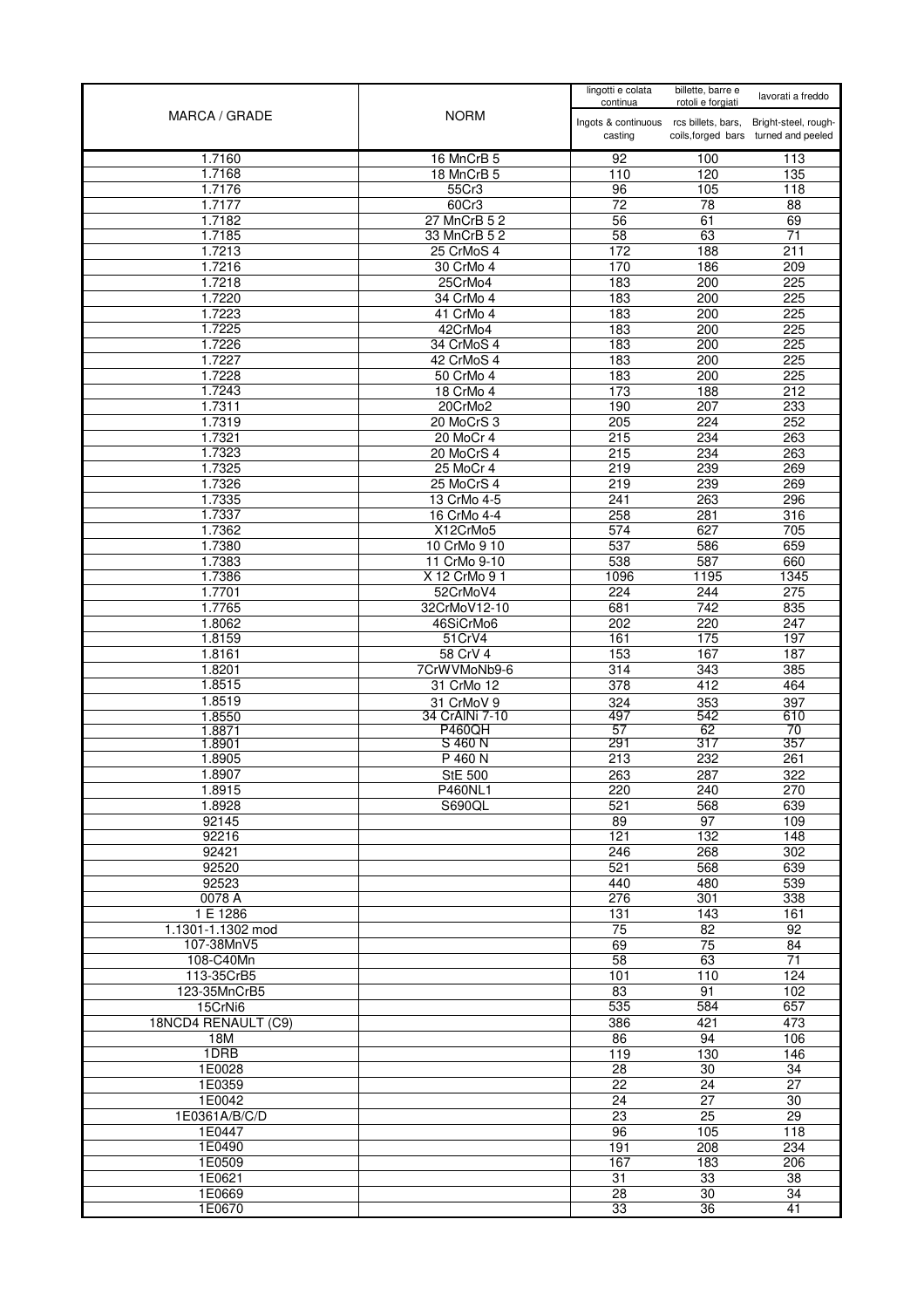| MARCA / GRADE | NORM | lingotti e colata continua<br>Ingots & continuous casting | billette, barre e rotoli e forgiati<br>rcs billets, bars, coils,forged bars | lavorati a freddo<br>Bright-steel, rough-turned and peeled |
|---|---|---|---|---|
| 1.7160 | 16 MnCrB 5 | 92 | 100 | 113 |
| 1.7168 | 18 MnCrB 5 | 110 | 120 | 135 |
| 1.7176 | 55Cr3 | 96 | 105 | 118 |
| 1.7177 | 60Cr3 | 72 | 78 | 88 |
| 1.7182 | 27 MnCrB 5 2 | 56 | 61 | 69 |
| 1.7185 | 33 MnCrB 5 2 | 58 | 63 | 71 |
| 1.7213 | 25 CrMoS 4 | 172 | 188 | 211 |
| 1.7216 | 30 CrMo 4 | 170 | 186 | 209 |
| 1.7218 | 25CrMo4 | 183 | 200 | 225 |
| 1.7220 | 34 CrMo 4 | 183 | 200 | 225 |
| 1.7223 | 41 CrMo 4 | 183 | 200 | 225 |
| 1.7225 | 42CrMo4 | 183 | 200 | 225 |
| 1.7226 | 34 CrMoS 4 | 183 | 200 | 225 |
| 1.7227 | 42 CrMoS 4 | 183 | 200 | 225 |
| 1.7228 | 50 CrMo 4 | 183 | 200 | 225 |
| 1.7243 | 18 CrMo 4 | 173 | 188 | 212 |
| 1.7311 | 20CrMo2 | 190 | 207 | 233 |
| 1.7319 | 20 MoCrS 3 | 205 | 224 | 252 |
| 1.7321 | 20 MoCr 4 | 215 | 234 | 263 |
| 1.7323 | 20 MoCrS 4 | 215 | 234 | 263 |
| 1.7325 | 25 MoCr 4 | 219 | 239 | 269 |
| 1.7326 | 25 MoCrS 4 | 219 | 239 | 269 |
| 1.7335 | 13 CrMo 4-5 | 241 | 263 | 296 |
| 1.7337 | 16 CrMo 4-4 | 258 | 281 | 316 |
| 1.7362 | X12CrMo5 | 574 | 627 | 705 |
| 1.7380 | 10 CrMo 9 10 | 537 | 586 | 659 |
| 1.7383 | 11 CrMo 9-10 | 538 | 587 | 660 |
| 1.7386 | X 12 CrMo 9 1 | 1096 | 1195 | 1345 |
| 1.7701 | 52CrMoV4 | 224 | 244 | 275 |
| 1.7765 | 32CrMoV12-10 | 681 | 742 | 835 |
| 1.8062 | 46SiCrMo6 | 202 | 220 | 247 |
| 1.8159 | 51CrV4 | 161 | 175 | 197 |
| 1.8161 | 58 CrV 4 | 153 | 167 | 187 |
| 1.8201 | 7CrWVMoNb9-6 | 314 | 343 | 385 |
| 1.8515 | 31 CrMo 12 | 378 | 412 | 464 |
| 1.8519 | 31 CrMoV 9 | 324 | 353 | 397 |
| 1.8550 | 34 CrAlNi 7-10 | 497 | 542 | 610 |
| 1.8871 | P460QH | 57 | 62 | 70 |
| 1.8901 | S 460 N | 291 | 317 | 357 |
| 1.8905 | P 460 N | 213 | 232 | 261 |
| 1.8907 | StE 500 | 263 | 287 | 322 |
| 1.8915 | P460NL1 | 220 | 240 | 270 |
| 1.8928 | S690QL | 521 | 568 | 639 |
| 92145 | | 89 | 97 | 109 |
| 92216 | | 121 | 132 | 148 |
| 92421 | | 246 | 268 | 302 |
| 92520 | | 521 | 568 | 639 |
| 92523 | | 440 | 480 | 539 |
| 0078 A | | 276 | 301 | 338 |
| 1 E 1286 | | 131 | 143 | 161 |
| 1.1301-1.1302 mod | | 75 | 82 | 92 |
| 107-38MnV5 | | 69 | 75 | 84 |
| 108-C40Mn | | 58 | 63 | 71 |
| 113-35CrB5 | | 101 | 110 | 124 |
| 123-35MnCrB5 | | 83 | 91 | 102 |
| 15CrNi6 | | 535 | 584 | 657 |
| 18NCD4 RENAULT (C9) | | 386 | 421 | 473 |
| 18M | | 86 | 94 | 106 |
| 1DRB | | 119 | 130 | 146 |
| 1E0028 | | 28 | 30 | 34 |
| 1E0359 | | 22 | 24 | 27 |
| 1E0042 | | 24 | 27 | 30 |
| 1E0361A/B/C/D | | 23 | 25 | 29 |
| 1E0447 | | 96 | 105 | 118 |
| 1E0490 | | 191 | 208 | 234 |
| 1E0509 | | 167 | 183 | 206 |
| 1E0621 | | 31 | 33 | 38 |
| 1E0669 | | 28 | 30 | 34 |
| 1E0670 | | 33 | 36 | 41 |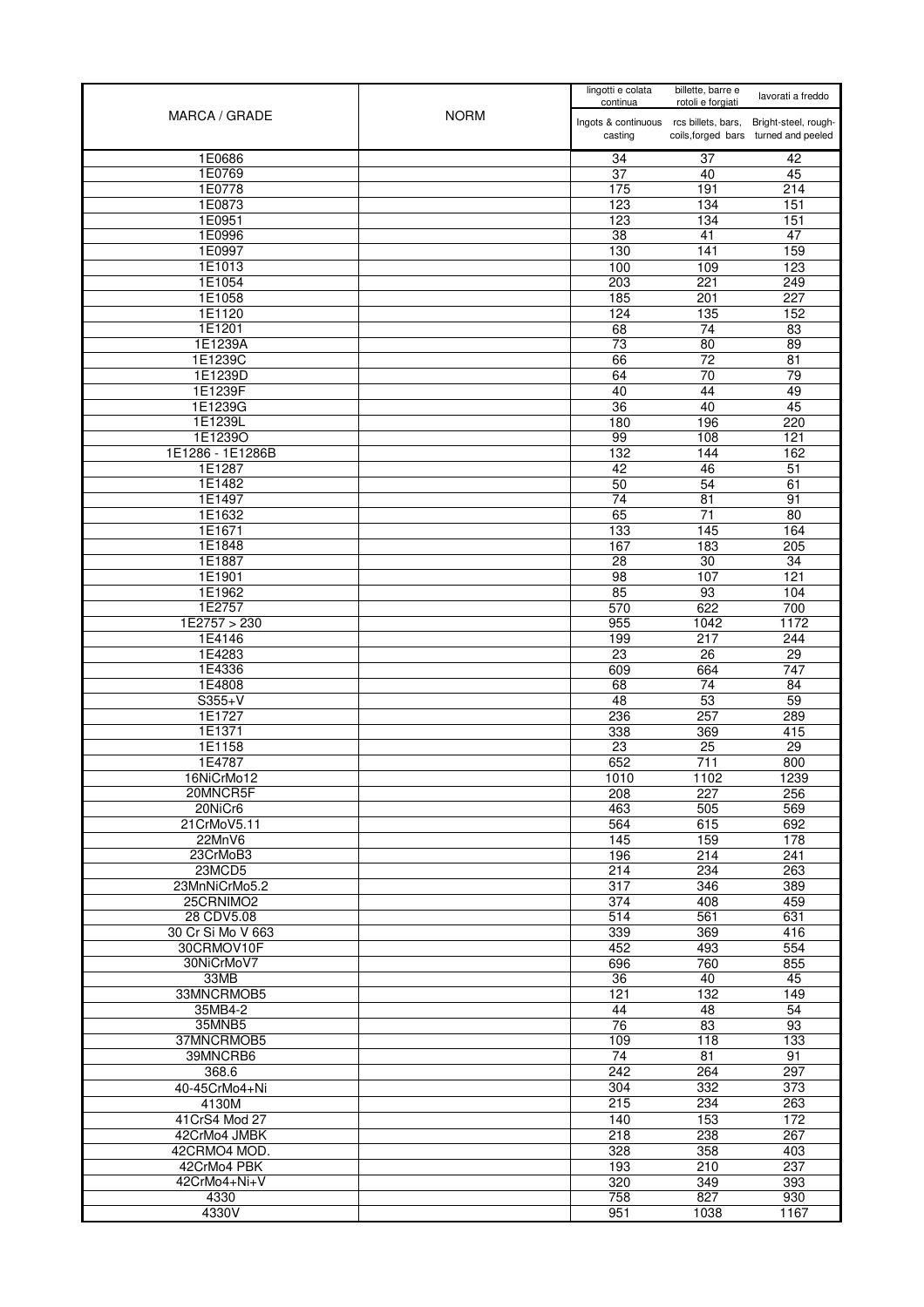| MARCA / GRADE | NORM | lingotti e colata continua<br>Ingots & continuous casting | billette, barre e rotoli e forgiati<br>rcs billets, bars, coils,forged bars | lavorati a freddo<br>Bright-steel, rough-turned and peeled |
|---|---|---|---|---|
| 1E0686 | | 34 | 37 | 42 |
| 1E0769 | | 37 | 40 | 45 |
| 1E0778 | | 175 | 191 | 214 |
| 1E0873 | | 123 | 134 | 151 |
| 1E0951 | | 123 | 134 | 151 |
| 1E0996 | | 38 | 41 | 47 |
| 1E0997 | | 130 | 141 | 159 |
| 1E1013 | | 100 | 109 | 123 |
| 1E1054 | | 203 | 221 | 249 |
| 1E1058 | | 185 | 201 | 227 |
| 1E1120 | | 124 | 135 | 152 |
| 1E1201 | | 68 | 74 | 83 |
| 1E1239A | | 73 | 80 | 89 |
| 1E1239C | | 66 | 72 | 81 |
| 1E1239D | | 64 | 70 | 79 |
| 1E1239F | | 40 | 44 | 49 |
| 1E1239G | | 36 | 40 | 45 |
| 1E1239L | | 180 | 196 | 220 |
| 1E1239O | | 99 | 108 | 121 |
| 1E1286 - 1E1286B | | 132 | 144 | 162 |
| 1E1287 | | 42 | 46 | 51 |
| 1E1482 | | 50 | 54 | 61 |
| 1E1497 | | 74 | 81 | 91 |
| 1E1632 | | 65 | 71 | 80 |
| 1E1671 | | 133 | 145 | 164 |
| 1E1848 | | 167 | 183 | 205 |
| 1E1887 | | 28 | 30 | 34 |
| 1E1901 | | 98 | 107 | 121 |
| 1E1962 | | 85 | 93 | 104 |
| 1E2757 | | 570 | 622 | 700 |
| 1E2757 > 230 | | 955 | 1042 | 1172 |
| 1E4146 | | 199 | 217 | 244 |
| 1E4283 | | 23 | 26 | 29 |
| 1E4336 | | 609 | 664 | 747 |
| 1E4808 | | 68 | 74 | 84 |
| S355+V | | 48 | 53 | 59 |
| 1E1727 | | 236 | 257 | 289 |
| 1E1371 | | 338 | 369 | 415 |
| 1E1158 | | 23 | 25 | 29 |
| 1E4787 | | 652 | 711 | 800 |
| 16NiCrMo12 | | 1010 | 1102 | 1239 |
| 20MNCR5F | | 208 | 227 | 256 |
| 20NiCr6 | | 463 | 505 | 569 |
| 21CrMoV5.11 | | 564 | 615 | 692 |
| 22MnV6 | | 145 | 159 | 178 |
| 23CrMoB3 | | 196 | 214 | 241 |
| 23MCD5 | | 214 | 234 | 263 |
| 23MnNiCrMo5.2 | | 317 | 346 | 389 |
| 25CRNIMO2 | | 374 | 408 | 459 |
| 28 CDV5.08 | | 514 | 561 | 631 |
| 30 Cr Si Mo V 663 | | 339 | 369 | 416 |
| 30CRMOV10F | | 452 | 493 | 554 |
| 30NiCrMoV7 | | 696 | 760 | 855 |
| 33MB | | 36 | 40 | 45 |
| 33MNCRMOB5 | | 121 | 132 | 149 |
| 35MB4-2 | | 44 | 48 | 54 |
| 35MNB5 | | 76 | 83 | 93 |
| 37MNCRMOB5 | | 109 | 118 | 133 |
| 39MNCRB6 | | 74 | 81 | 91 |
| 368.6 | | 242 | 264 | 297 |
| 40-45CrMo4+Ni | | 304 | 332 | 373 |
| 4130M | | 215 | 234 | 263 |
| 41CrS4 Mod 27 | | 140 | 153 | 172 |
| 42CrMo4 JMBK | | 218 | 238 | 267 |
| 42CRMO4 MOD. | | 328 | 358 | 403 |
| 42CrMo4 PBK | | 193 | 210 | 237 |
| 42CrMo4+Ni+V | | 320 | 349 | 393 |
| 4330 | | 758 | 827 | 930 |
| 4330V | | 951 | 1038 | 1167 |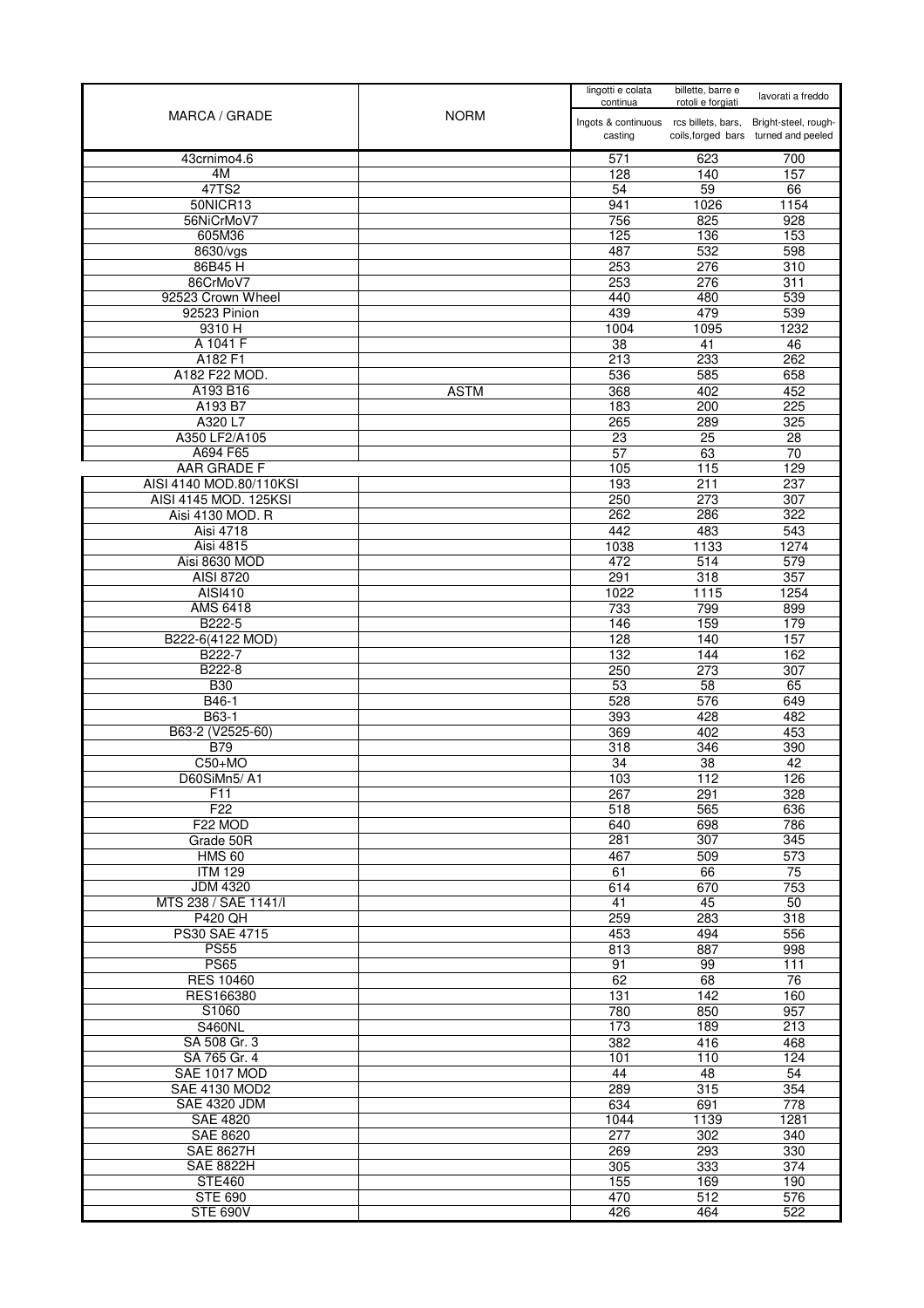| MARCA / GRADE | NORM | lingotti e colata continua<br>Ingots & continuous casting | billette, barre e rotoli e forgiati<br>rcs billets, bars, coils,forged bars | lavorati a freddo<br>Bright-steel, rough-turned and peeled |
|---|---|---|---|---|
| 43crnimo4.6 | | 571 | 623 | 700 |
| 4M | | 128 | 140 | 157 |
| 47TS2 | | 54 | 59 | 66 |
| 50NICR13 | | 941 | 1026 | 1154 |
| 56NiCrMoV7 | | 756 | 825 | 928 |
| 605M36 | | 125 | 136 | 153 |
| 8630/vgs | | 487 | 532 | 598 |
| 86B45 H | | 253 | 276 | 310 |
| 86CrMoV7 | | 253 | 276 | 311 |
| 92523 Crown Wheel | | 440 | 480 | 539 |
| 92523 Pinion | | 439 | 479 | 539 |
| 9310 H | | 1004 | 1095 | 1232 |
| A 1041 F | | 38 | 41 | 46 |
| A182 F1 | | 213 | 233 | 262 |
| A182 F22 MOD. | | 536 | 585 | 658 |
| A193 B16 | ASTM | 368 | 402 | 452 |
| A193 B7 | | 183 | 200 | 225 |
| A320 L7 | | 265 | 289 | 325 |
| A350 LF2/A105 | | 23 | 25 | 28 |
| A694 F65 | | 57 | 63 | 70 |
| AAR GRADE F | | 105 | 115 | 129 |
| AISI 4140 MOD.80/110KSI | | 193 | 211 | 237 |
| AISI 4145 MOD. 125KSI | | 250 | 273 | 307 |
| Aisi 4130 MOD. R | | 262 | 286 | 322 |
| Aisi 4718 | | 442 | 483 | 543 |
| Aisi 4815 | | 1038 | 1133 | 1274 |
| Aisi 8630 MOD | | 472 | 514 | 579 |
| AISI 8720 | | 291 | 318 | 357 |
| AISI410 | | 1022 | 1115 | 1254 |
| AMS 6418 | | 733 | 799 | 899 |
| B222-5 | | 146 | 159 | 179 |
| B222-6(4122 MOD) | | 128 | 140 | 157 |
| B222-7 | | 132 | 144 | 162 |
| B222-8 | | 250 | 273 | 307 |
| B30 | | 53 | 58 | 65 |
| B46-1 | | 528 | 576 | 649 |
| B63-1 | | 393 | 428 | 482 |
| B63-2 (V2525-60) | | 369 | 402 | 453 |
| B79 | | 318 | 346 | 390 |
| C50+MO | | 34 | 38 | 42 |
| D60SiMn5/ A1 | | 103 | 112 | 126 |
| F11 | | 267 | 291 | 328 |
| F22 | | 518 | 565 | 636 |
| F22 MOD | | 640 | 698 | 786 |
| Grade 50R | | 281 | 307 | 345 |
| HMS 60 | | 467 | 509 | 573 |
| ITM 129 | | 61 | 66 | 75 |
| JDM 4320 | | 614 | 670 | 753 |
| MTS 238 / SAE 1141/I | | 41 | 45 | 50 |
| P420 QH | | 259 | 283 | 318 |
| PS30 SAE 4715 | | 453 | 494 | 556 |
| PS55 | | 813 | 887 | 998 |
| PS65 | | 91 | 99 | 111 |
| RES 10460 | | 62 | 68 | 76 |
| RES166380 | | 131 | 142 | 160 |
| S1060 | | 780 | 850 | 957 |
| S460NL | | 173 | 189 | 213 |
| SA 508 Gr. 3 | | 382 | 416 | 468 |
| SA 765 Gr. 4 | | 101 | 110 | 124 |
| SAE 1017 MOD | | 44 | 48 | 54 |
| SAE 4130 MOD2 | | 289 | 315 | 354 |
| SAE 4320 JDM | | 634 | 691 | 778 |
| SAE 4820 | | 1044 | 1139 | 1281 |
| SAE 8620 | | 277 | 302 | 340 |
| SAE 8627H | | 269 | 293 | 330 |
| SAE 8822H | | 305 | 333 | 374 |
| STE460 | | 155 | 169 | 190 |
| STE 690 | | 470 | 512 | 576 |
| STE 690V | | 426 | 464 | 522 |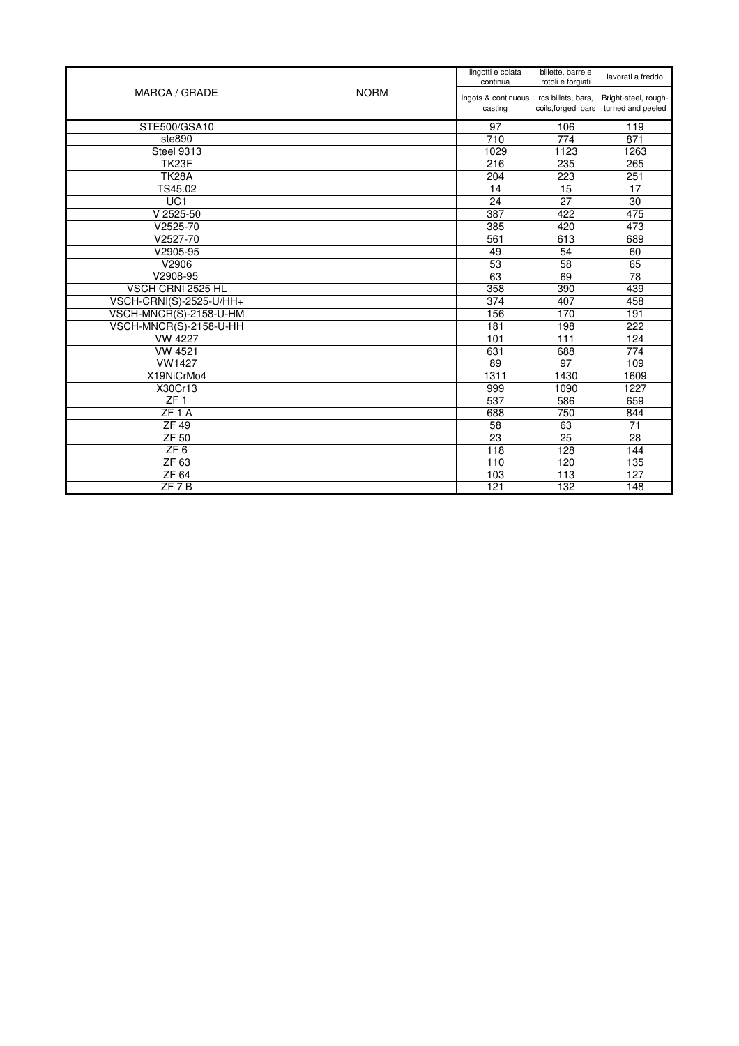| MARCA / GRADE | NORM | lingotti e colata continua | billette, barre e rotoli e forgiati | lavorati a freddo |
|---|---|---|---|---|
| | | Ingots & continuous casting | rcs billets, bars, coils,forged bars | Bright-steel, rough-turned and peeled |
| STE500/GSA10 | | 97 | 106 | 119 |
| ste890 | | 710 | 774 | 871 |
| Steel 9313 | | 1029 | 1123 | 1263 |
| TK23F | | 216 | 235 | 265 |
| TK28A | | 204 | 223 | 251 |
| TS45.02 | | 14 | 15 | 17 |
| UC1 | | 24 | 27 | 30 |
| V 2525-50 | | 387 | 422 | 475 |
| V2525-70 | | 385 | 420 | 473 |
| V2527-70 | | 561 | 613 | 689 |
| V2905-95 | | 49 | 54 | 60 |
| V2906 | | 53 | 58 | 65 |
| V2908-95 | | 63 | 69 | 78 |
| VSCH CRNI 2525 HL | | 358 | 390 | 439 |
| VSCH-CRNI(S)-2525-U/HH+ | | 374 | 407 | 458 |
| VSCH-MNCR(S)-2158-U-HM | | 156 | 170 | 191 |
| VSCH-MNCR(S)-2158-U-HH | | 181 | 198 | 222 |
| VW 4227 | | 101 | 111 | 124 |
| VW 4521 | | 631 | 688 | 774 |
| VW1427 | | 89 | 97 | 109 |
| X19NiCrMo4 | | 1311 | 1430 | 1609 |
| X30Cr13 | | 999 | 1090 | 1227 |
| ZF 1 | | 537 | 586 | 659 |
| ZF 1 A | | 688 | 750 | 844 |
| ZF 49 | | 58 | 63 | 71 |
| ZF 50 | | 23 | 25 | 28 |
| ZF 6 | | 118 | 128 | 144 |
| ZF 63 | | 110 | 120 | 135 |
| ZF 64 | | 103 | 113 | 127 |
| ZF 7 B | | 121 | 132 | 148 |